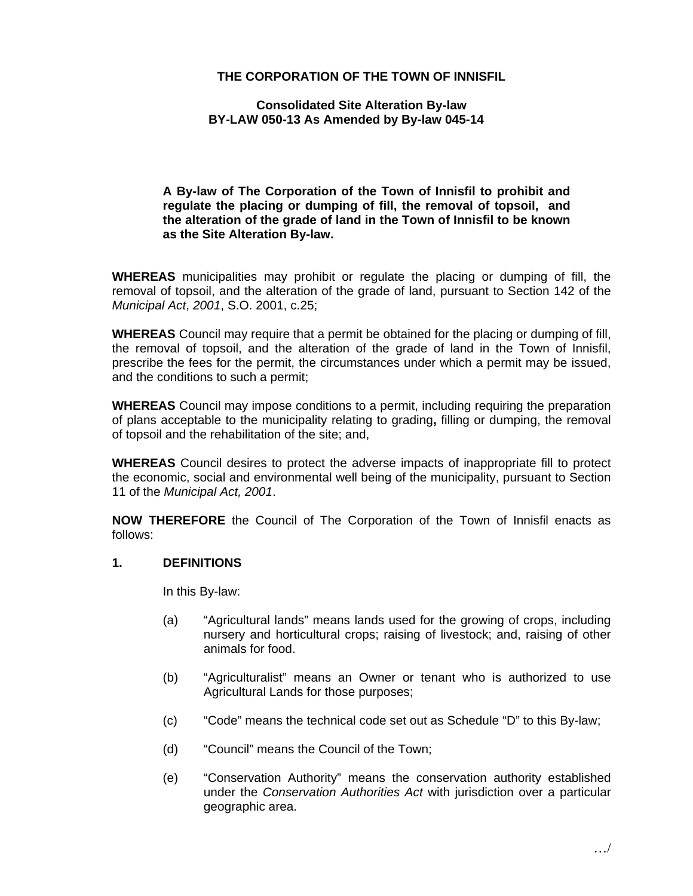# THE CORPORATION OF THE TOWN OF INNISFIL

## Consolidated Site Alteration By-law
## BY-LAW 050-13 As Amended by By-law 045-14

**A By-law of The Corporation of the Town of Innisfil to prohibit and regulate the placing or dumping of fill, the removal of topsoil, and the alteration of the grade of land in the Town of Innisfil to be known as the Site Alteration By-law.**

**WHEREAS** municipalities may prohibit or regulate the placing or dumping of fill, the removal of topsoil, and the alteration of the grade of land, pursuant to Section 142 of the *Municipal Act*, *2001*, S.O. 2001, c.25;

**WHEREAS** Council may require that a permit be obtained for the placing or dumping of fill, the removal of topsoil, and the alteration of the grade of land in the Town of Innisfil, prescribe the fees for the permit, the circumstances under which a permit may be issued, and the conditions to such a permit;

**WHEREAS** Council may impose conditions to a permit, including requiring the preparation of plans acceptable to the municipality relating to grading**,** filling or dumping, the removal of topsoil and the rehabilitation of the site; and,

**WHEREAS** Council desires to protect the adverse impacts of inappropriate fill to protect the economic, social and environmental well being of the municipality, pursuant to Section 11 of the *Municipal Act, 2001*.

**NOW THEREFORE** the Council of The Corporation of the Town of Innisfil enacts as follows:

**1. DEFINITIONS**

In this By-law:

(a) "Agricultural lands" means lands used for the growing of crops, including nursery and horticultural crops; raising of livestock; and, raising of other animals for food.

(b) "Agriculturalist" means an Owner or tenant who is authorized to use Agricultural Lands for those purposes;

(c) "Code" means the technical code set out as Schedule "D" to this By-law;

(d) "Council" means the Council of the Town;

(e) "Conservation Authority" means the conservation authority established under the *Conservation Authorities Act* with jurisdiction over a particular geographic area.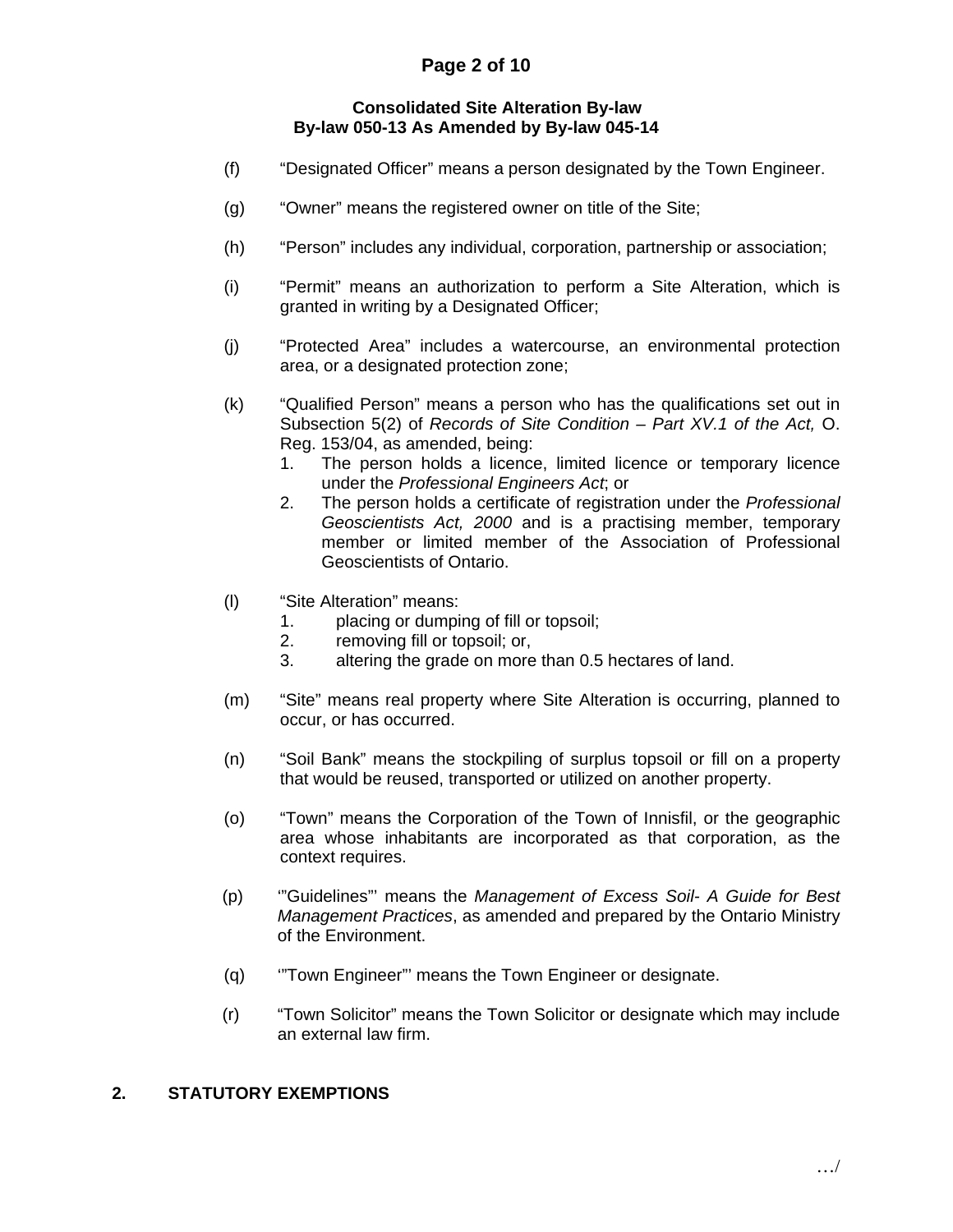(f) "Designated Officer" means a person designated by the Town Engineer.

(g) "Owner" means the registered owner on title of the Site;

(h) "Person" includes any individual, corporation, partnership or association;

(i) "Permit" means an authorization to perform a Site Alteration, which is granted in writing by a Designated Officer;

(j) "Protected Area" includes a watercourse, an environmental protection area, or a designated protection zone;

(k) "Qualified Person" means a person who has the qualifications set out in Subsection 5(2) of *Records of Site Condition – Part XV.1 of the Act,* O. Reg. 153/04, as amended, being:
   1. The person holds a licence, limited licence or temporary licence under the *Professional Engineers Act*; or
   2. The person holds a certificate of registration under the *Professional Geoscientists Act, 2000* and is a practising member, temporary member or limited member of the Association of Professional Geoscientists of Ontario.

(l) "Site Alteration" means:
   1. placing or dumping of fill or topsoil;
   2. removing fill or topsoil; or,
   3. altering the grade on more than 0.5 hectares of land.

(m) "Site" means real property where Site Alteration is occurring, planned to occur, or has occurred.

(n) "Soil Bank" means the stockpiling of surplus topsoil or fill on a property that would be reused, transported or utilized on another property.

(o) "Town" means the Corporation of the Town of Innisfil, or the geographic area whose inhabitants are incorporated as that corporation, as the context requires.

(p) '"Guidelines"' means the *Management of Excess Soil- A Guide for Best Management Practices*, as amended and prepared by the Ontario Ministry of the Environment.

(q) '"Town Engineer"' means the Town Engineer or designate.

(r) "Town Solicitor" means the Town Solicitor or designate which may include an external law firm.

## 2. STATUTORY EXEMPTIONS

…/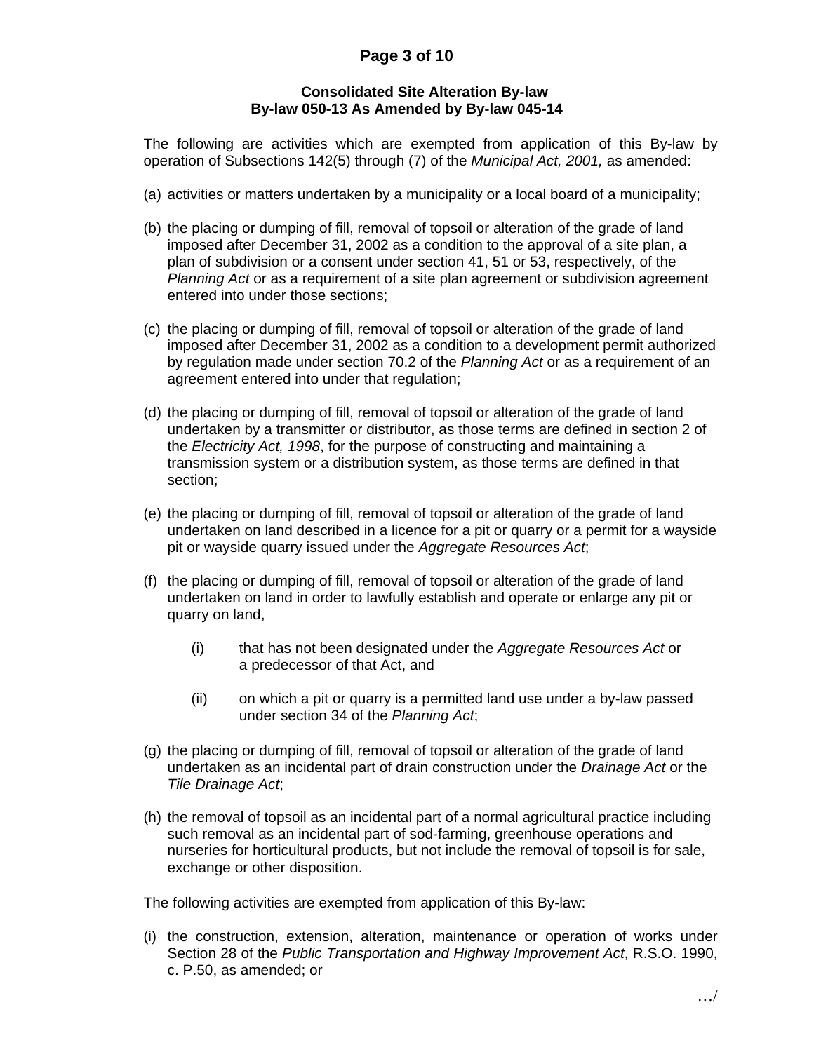**Consolidated Site Alteration By-law**
**By-law 050-13 As Amended by By-law 045-14**

The following are activities which are exempted from application of this By-law by operation of Subsections 142(5) through (7) of the *Municipal Act, 2001,* as amended:

(a) activities or matters undertaken by a municipality or a local board of a municipality;

(b) the placing or dumping of fill, removal of topsoil or alteration of the grade of land imposed after December 31, 2002 as a condition to the approval of a site plan, a plan of subdivision or a consent under section 41, 51 or 53, respectively, of the *Planning Act* or as a requirement of a site plan agreement or subdivision agreement entered into under those sections;

(c) the placing or dumping of fill, removal of topsoil or alteration of the grade of land imposed after December 31, 2002 as a condition to a development permit authorized by regulation made under section 70.2 of the *Planning Act* or as a requirement of an agreement entered into under that regulation;

(d) the placing or dumping of fill, removal of topsoil or alteration of the grade of land undertaken by a transmitter or distributor, as those terms are defined in section 2 of the *Electricity Act, 1998*, for the purpose of constructing and maintaining a transmission system or a distribution system, as those terms are defined in that section;

(e) the placing or dumping of fill, removal of topsoil or alteration of the grade of land undertaken on land described in a licence for a pit or quarry or a permit for a wayside pit or wayside quarry issued under the *Aggregate Resources Act*;

(f) the placing or dumping of fill, removal of topsoil or alteration of the grade of land undertaken on land in order to lawfully establish and operate or enlarge any pit or quarry on land,

    (i) that has not been designated under the *Aggregate Resources Act* or a predecessor of that Act, and

    (ii) on which a pit or quarry is a permitted land use under a by-law passed under section 34 of the *Planning Act*;

(g) the placing or dumping of fill, removal of topsoil or alteration of the grade of land undertaken as an incidental part of drain construction under the *Drainage Act* or the *Tile Drainage Act*;

(h) the removal of topsoil as an incidental part of a normal agricultural practice including such removal as an incidental part of sod-farming, greenhouse operations and nurseries for horticultural products, but not include the removal of topsoil is for sale, exchange or other disposition.

The following activities are exempted from application of this By-law:

(i) the construction, extension, alteration, maintenance or operation of works under Section 28 of the *Public Transportation and Highway Improvement Act*, R.S.O. 1990, c. P.50, as amended; or

…/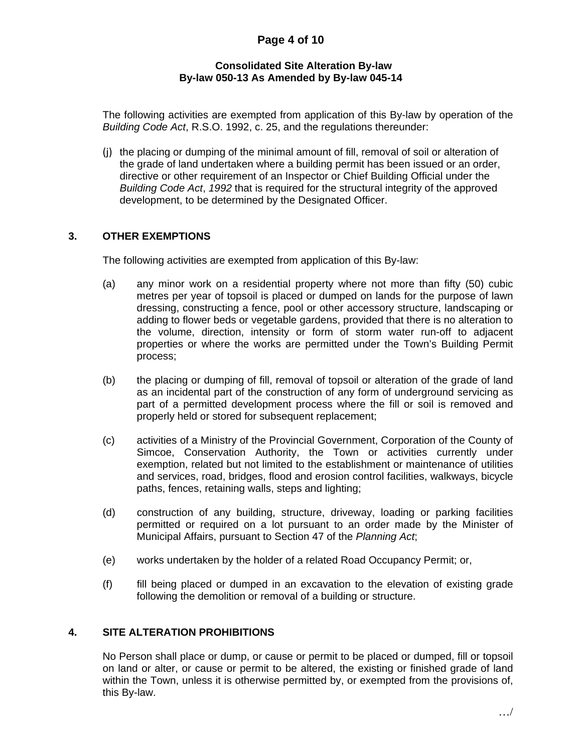The following activities are exempted from application of this By-law by operation of the *Building Code Act*, R.S.O. 1992, c. 25, and the regulations thereunder:

(j) the placing or dumping of the minimal amount of fill, removal of soil or alteration of the grade of land undertaken where a building permit has been issued or an order, directive or other requirement of an Inspector or Chief Building Official under the *Building Code Act*, *1992* that is required for the structural integrity of the approved development, to be determined by the Designated Officer.

## 3. OTHER EXEMPTIONS

The following activities are exempted from application of this By-law:

(a) any minor work on a residential property where not more than fifty (50) cubic metres per year of topsoil is placed or dumped on lands for the purpose of lawn dressing, constructing a fence, pool or other accessory structure, landscaping or adding to flower beds or vegetable gardens, provided that there is no alteration to the volume, direction, intensity or form of storm water run-off to adjacent properties or where the works are permitted under the Town's Building Permit process;

(b) the placing or dumping of fill, removal of topsoil or alteration of the grade of land as an incidental part of the construction of any form of underground servicing as part of a permitted development process where the fill or soil is removed and properly held or stored for subsequent replacement;

(c) activities of a Ministry of the Provincial Government, Corporation of the County of Simcoe, Conservation Authority, the Town or activities currently under exemption, related but not limited to the establishment or maintenance of utilities and services, road, bridges, flood and erosion control facilities, walkways, bicycle paths, fences, retaining walls, steps and lighting;

(d) construction of any building, structure, driveway, loading or parking facilities permitted or required on a lot pursuant to an order made by the Minister of Municipal Affairs, pursuant to Section 47 of the *Planning Act*;

(e) works undertaken by the holder of a related Road Occupancy Permit; or,

(f) fill being placed or dumped in an excavation to the elevation of existing grade following the demolition or removal of a building or structure.

## 4. SITE ALTERATION PROHIBITIONS

No Person shall place or dump, or cause or permit to be placed or dumped, fill or topsoil on land or alter, or cause or permit to be altered, the existing or finished grade of land within the Town, unless it is otherwise permitted by, or exempted from the provisions of, this By-law.

…/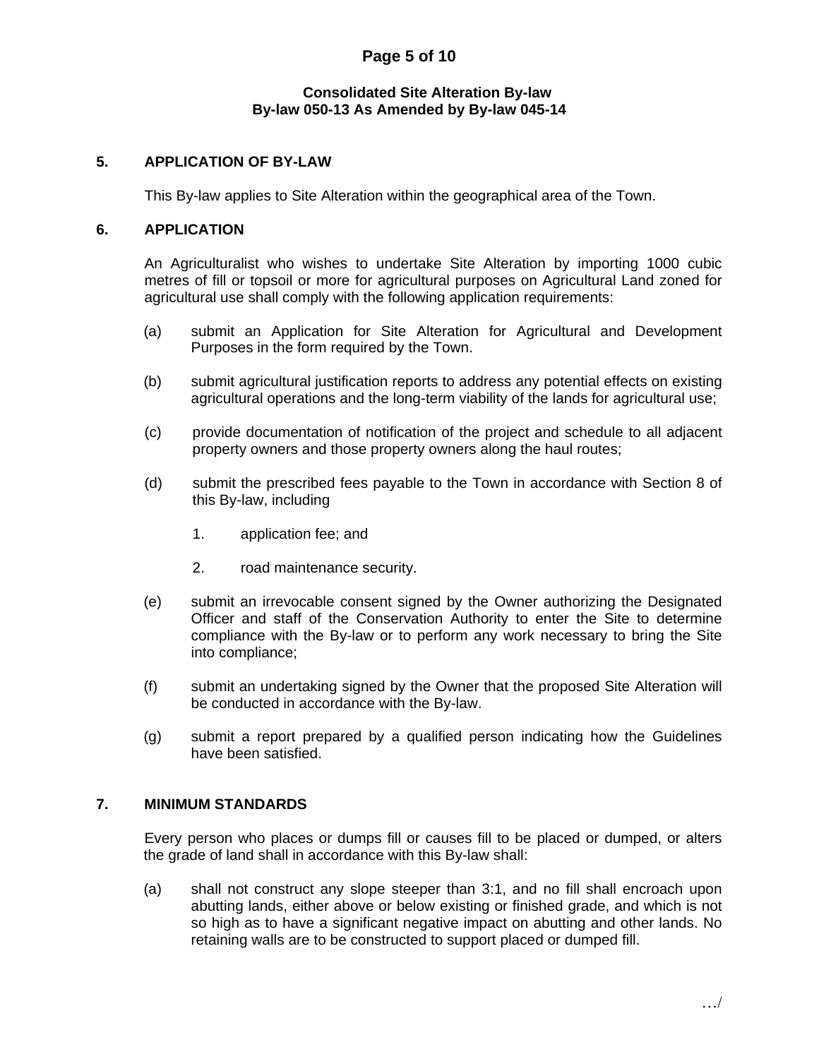## 5. APPLICATION OF BY-LAW

This By-law applies to Site Alteration within the geographical area of the Town.

## 6. APPLICATION

An Agriculturalist who wishes to undertake Site Alteration by importing 1000 cubic metres of fill or topsoil or more for agricultural purposes on Agricultural Land zoned for agricultural use shall comply with the following application requirements:

(a) submit an Application for Site Alteration for Agricultural and Development Purposes in the form required by the Town.

(b) submit agricultural justification reports to address any potential effects on existing agricultural operations and the long-term viability of the lands for agricultural use;

(c) provide documentation of notification of the project and schedule to all adjacent property owners and those property owners along the haul routes;

(d) submit the prescribed fees payable to the Town in accordance with Section 8 of this By-law, including

1. application fee; and

2. road maintenance security.

(e) submit an irrevocable consent signed by the Owner authorizing the Designated Officer and staff of the Conservation Authority to enter the Site to determine compliance with the By-law or to perform any work necessary to bring the Site into compliance;

(f) submit an undertaking signed by the Owner that the proposed Site Alteration will be conducted in accordance with the By-law.

(g) submit a report prepared by a qualified person indicating how the Guidelines have been satisfied.

## 7. MINIMUM STANDARDS

Every person who places or dumps fill or causes fill to be placed or dumped, or alters the grade of land shall in accordance with this By-law shall:

(a) shall not construct any slope steeper than 3:1, and no fill shall encroach upon abutting lands, either above or below existing or finished grade, and which is not so high as to have a significant negative impact on abutting and other lands. No retaining walls are to be constructed to support placed or dumped fill.

…/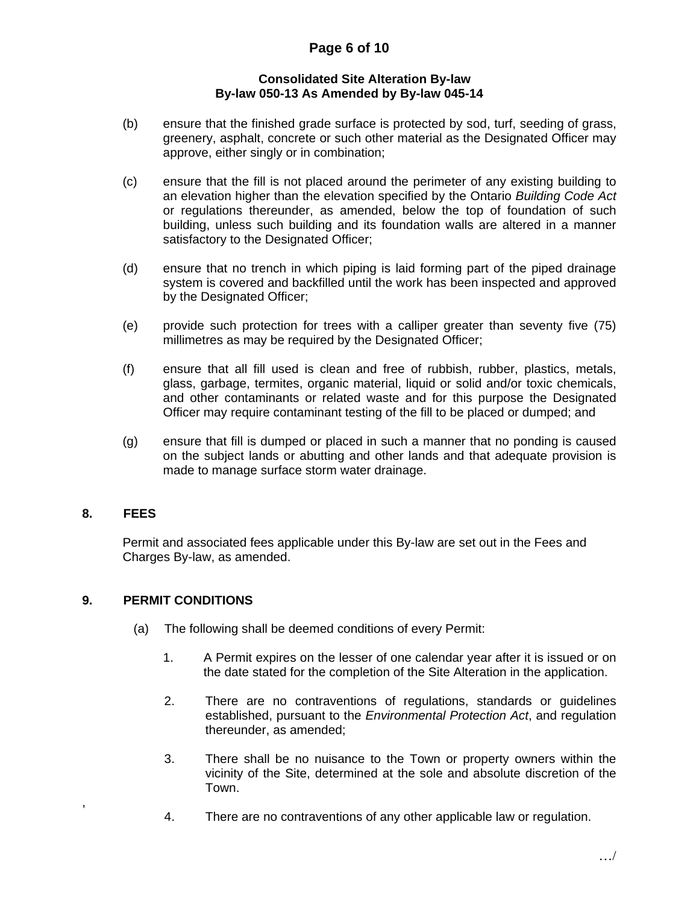(b) ensure that the finished grade surface is protected by sod, turf, seeding of grass, greenery, asphalt, concrete or such other material as the Designated Officer may approve, either singly or in combination;

(c) ensure that the fill is not placed around the perimeter of any existing building to an elevation higher than the elevation specified by the Ontario *Building Code Act* or regulations thereunder, as amended, below the top of foundation of such building, unless such building and its foundation walls are altered in a manner satisfactory to the Designated Officer;

(d) ensure that no trench in which piping is laid forming part of the piped drainage system is covered and backfilled until the work has been inspected and approved by the Designated Officer;

(e) provide such protection for trees with a calliper greater than seventy five (75) millimetres as may be required by the Designated Officer;

(f) ensure that all fill used is clean and free of rubbish, rubber, plastics, metals, glass, garbage, termites, organic material, liquid or solid and/or toxic chemicals, and other contaminants or related waste and for this purpose the Designated Officer may require contaminant testing of the fill to be placed or dumped; and

(g) ensure that fill is dumped or placed in such a manner that no ponding is caused on the subject lands or abutting and other lands and that adequate provision is made to manage surface storm water drainage.

## 8. FEES

Permit and associated fees applicable under this By-law are set out in the Fees and Charges By-law, as amended.

## 9. PERMIT CONDITIONS

(a) The following shall be deemed conditions of every Permit:

1. A Permit expires on the lesser of one calendar year after it is issued or on the date stated for the completion of the Site Alteration in the application.

2. There are no contraventions of regulations, standards or guidelines established, pursuant to the *Environmental Protection Act*, and regulation thereunder, as amended;

3. There shall be no nuisance to the Town or property owners within the vicinity of the Site, determined at the sole and absolute discretion of the Town.

4. There are no contraventions of any other applicable law or regulation.

…/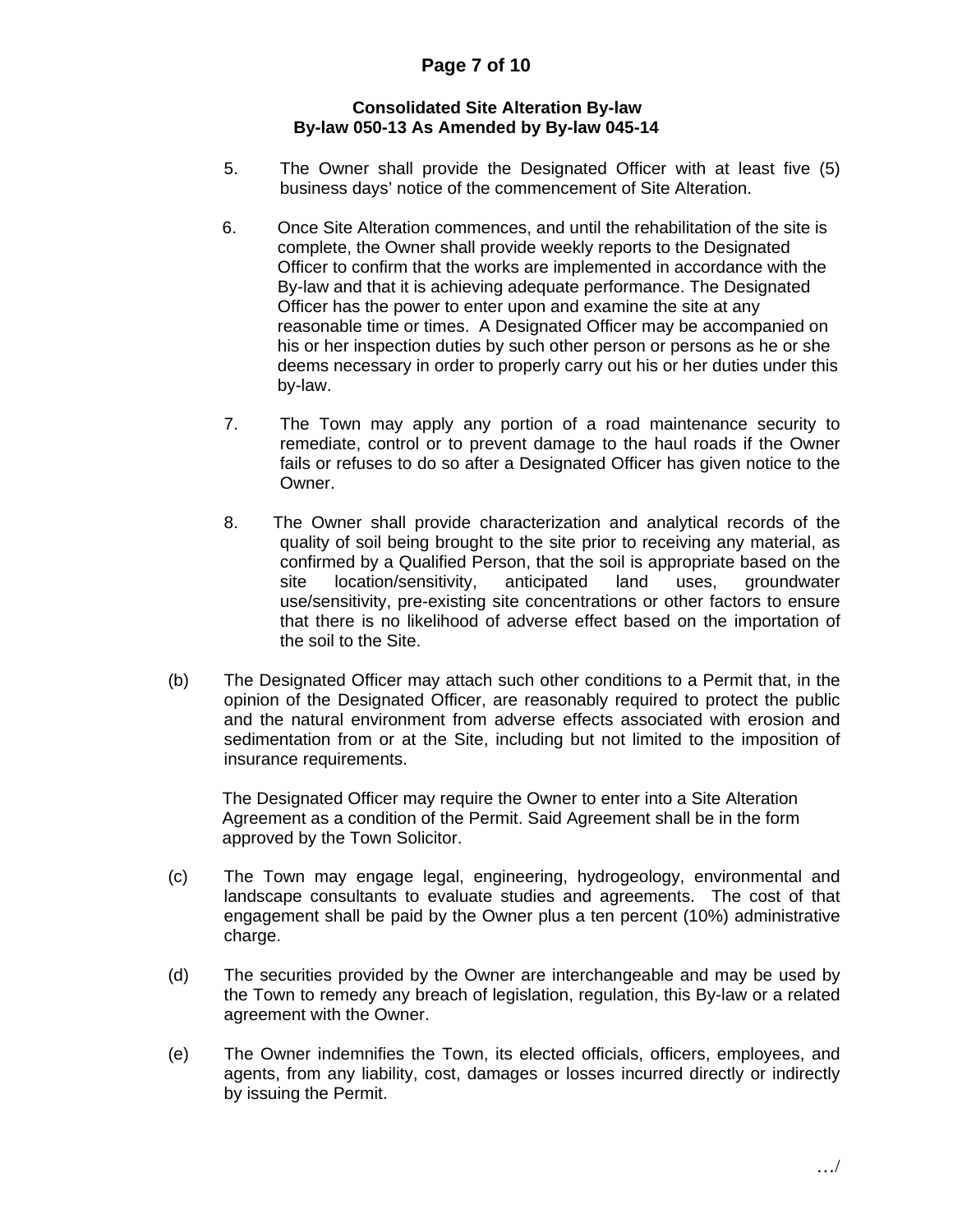5. The Owner shall provide the Designated Officer with at least five (5) business days' notice of the commencement of Site Alteration.

6. Once Site Alteration commences, and until the rehabilitation of the site is complete, the Owner shall provide weekly reports to the Designated Officer to confirm that the works are implemented in accordance with the By-law and that it is achieving adequate performance. The Designated Officer has the power to enter upon and examine the site at any reasonable time or times. A Designated Officer may be accompanied on his or her inspection duties by such other person or persons as he or she deems necessary in order to properly carry out his or her duties under this by-law.

7. The Town may apply any portion of a road maintenance security to remediate, control or to prevent damage to the haul roads if the Owner fails or refuses to do so after a Designated Officer has given notice to the Owner.

8. The Owner shall provide characterization and analytical records of the quality of soil being brought to the site prior to receiving any material, as confirmed by a Qualified Person, that the soil is appropriate based on the site location/sensitivity, anticipated land uses, groundwater use/sensitivity, pre-existing site concentrations or other factors to ensure that there is no likelihood of adverse effect based on the importation of the soil to the Site.

(b) The Designated Officer may attach such other conditions to a Permit that, in the opinion of the Designated Officer, are reasonably required to protect the public and the natural environment from adverse effects associated with erosion and sedimentation from or at the Site, including but not limited to the imposition of insurance requirements.

The Designated Officer may require the Owner to enter into a Site Alteration Agreement as a condition of the Permit. Said Agreement shall be in the form approved by the Town Solicitor.

(c) The Town may engage legal, engineering, hydrogeology, environmental and landscape consultants to evaluate studies and agreements. The cost of that engagement shall be paid by the Owner plus a ten percent (10%) administrative charge.

(d) The securities provided by the Owner are interchangeable and may be used by the Town to remedy any breach of legislation, regulation, this By-law or a related agreement with the Owner.

(e) The Owner indemnifies the Town, its elected officials, officers, employees, and agents, from any liability, cost, damages or losses incurred directly or indirectly by issuing the Permit.

…/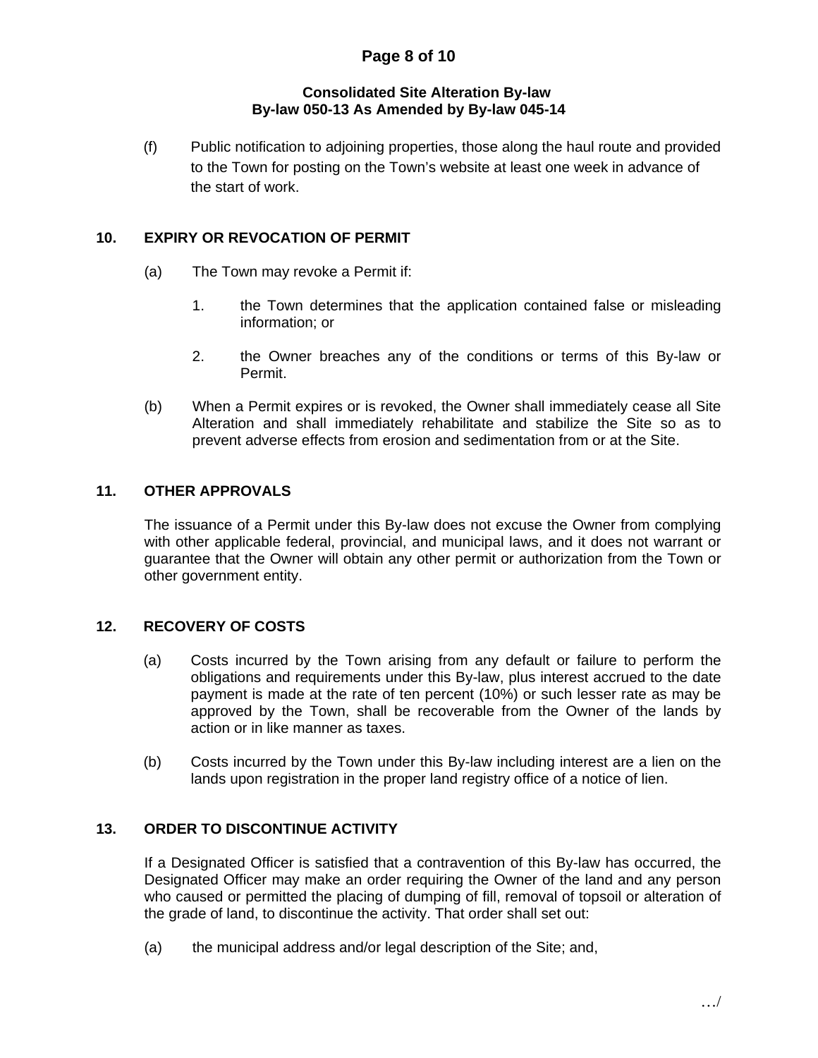(f) Public notification to adjoining properties, those along the haul route and provided to the Town for posting on the Town's website at least one week in advance of the start of work.

## 10. EXPIRY OR REVOCATION OF PERMIT

(a) The Town may revoke a Permit if:

1. the Town determines that the application contained false or misleading information; or

2. the Owner breaches any of the conditions or terms of this By-law or Permit.

(b) When a Permit expires or is revoked, the Owner shall immediately cease all Site Alteration and shall immediately rehabilitate and stabilize the Site so as to prevent adverse effects from erosion and sedimentation from or at the Site.

## 11. OTHER APPROVALS

The issuance of a Permit under this By-law does not excuse the Owner from complying with other applicable federal, provincial, and municipal laws, and it does not warrant or guarantee that the Owner will obtain any other permit or authorization from the Town or other government entity.

## 12. RECOVERY OF COSTS

(a) Costs incurred by the Town arising from any default or failure to perform the obligations and requirements under this By-law, plus interest accrued to the date payment is made at the rate of ten percent (10%) or such lesser rate as may be approved by the Town, shall be recoverable from the Owner of the lands by action or in like manner as taxes.

(b) Costs incurred by the Town under this By-law including interest are a lien on the lands upon registration in the proper land registry office of a notice of lien.

## 13. ORDER TO DISCONTINUE ACTIVITY

If a Designated Officer is satisfied that a contravention of this By-law has occurred, the Designated Officer may make an order requiring the Owner of the land and any person who caused or permitted the placing of dumping of fill, removal of topsoil or alteration of the grade of land, to discontinue the activity. That order shall set out:

(a) the municipal address and/or legal description of the Site; and,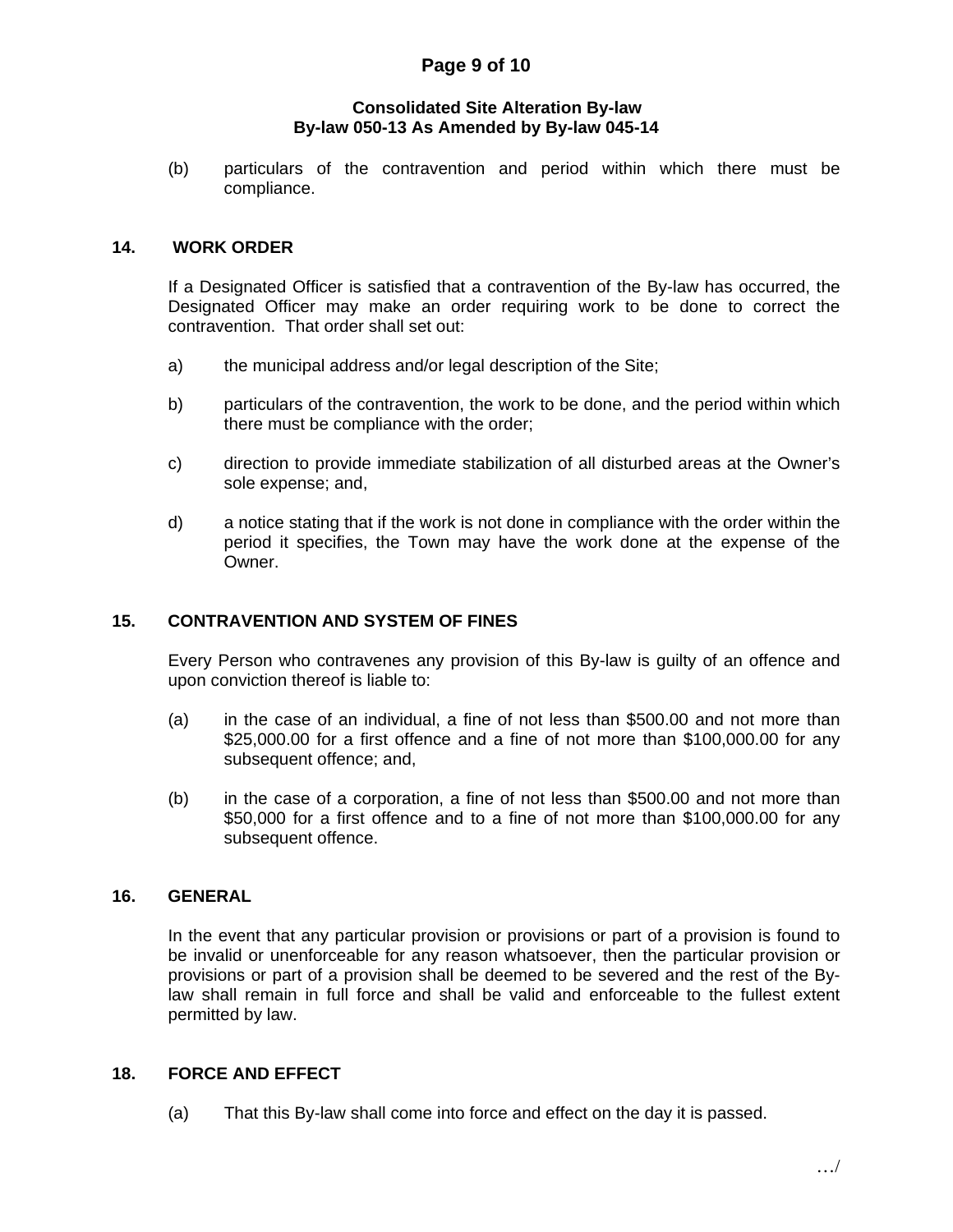(b) particulars of the contravention and period within which there must be compliance.

## 14. WORK ORDER

If a Designated Officer is satisfied that a contravention of the By-law has occurred, the Designated Officer may make an order requiring work to be done to correct the contravention. That order shall set out:

a) the municipal address and/or legal description of the Site;

b) particulars of the contravention, the work to be done, and the period within which there must be compliance with the order;

c) direction to provide immediate stabilization of all disturbed areas at the Owner's sole expense; and,

d) a notice stating that if the work is not done in compliance with the order within the period it specifies, the Town may have the work done at the expense of the Owner.

## 15. CONTRAVENTION AND SYSTEM OF FINES

Every Person who contravenes any provision of this By-law is guilty of an offence and upon conviction thereof is liable to:

(a) in the case of an individual, a fine of not less than $500.00 and not more than $25,000.00 for a first offence and a fine of not more than $100,000.00 for any subsequent offence; and,

(b) in the case of a corporation, a fine of not less than $500.00 and not more than $50,000 for a first offence and to a fine of not more than $100,000.00 for any subsequent offence.

## 16. GENERAL

In the event that any particular provision or provisions or part of a provision is found to be invalid or unenforceable for any reason whatsoever, then the particular provision or provisions or part of a provision shall be deemed to be severed and the rest of the By-law shall remain in full force and shall be valid and enforceable to the fullest extent permitted by law.

## 18. FORCE AND EFFECT

(a) That this By-law shall come into force and effect on the day it is passed.

…/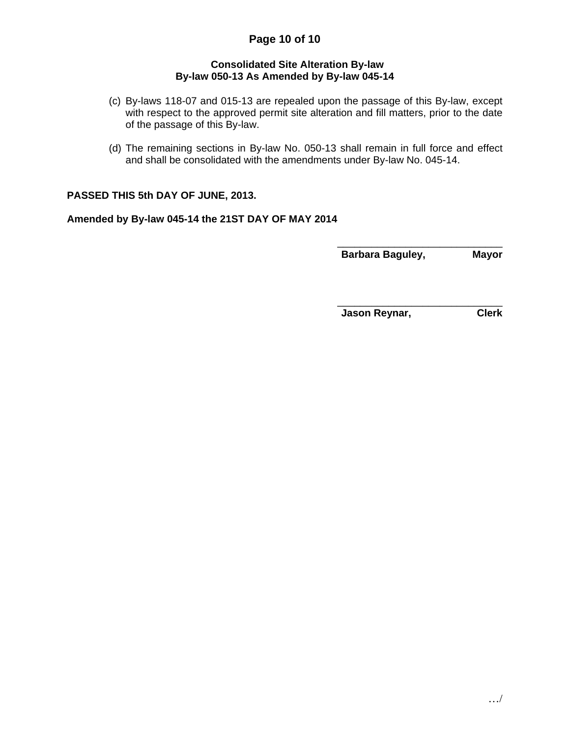(c) By-laws 118-07 and 015-13 are repealed upon the passage of this By-law, except with respect to the approved permit site alteration and fill matters, prior to the date of the passage of this By-law.

(d) The remaining sections in By-law No. 050-13 shall remain in full force and effect and shall be consolidated with the amendments under By-law No. 045-14.

**PASSED THIS 5th DAY OF JUNE, 2013.**

**Amended by By-law 045-14 the 21ST DAY OF MAY 2014**

______________________________
**Barbara Baguley, Mayor**

______________________________
**Jason Reynar, Clerk**

…/